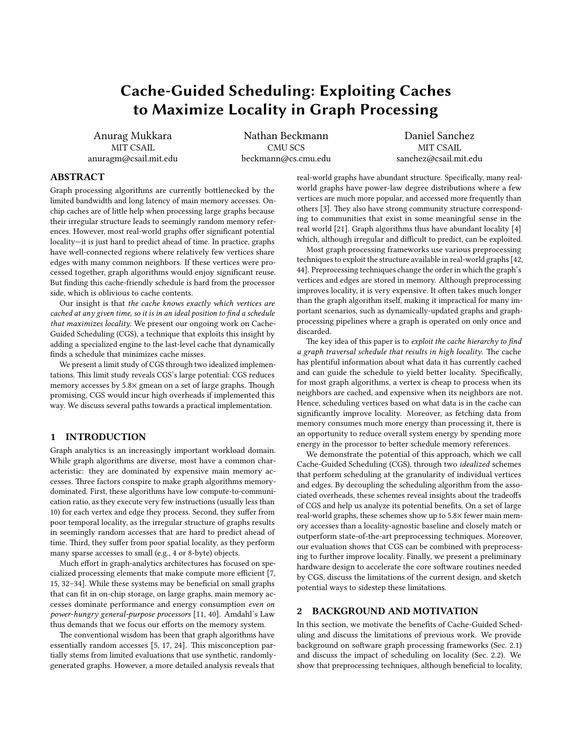# Cache-Guided Scheduling: Exploiting Caches to Maximize Locality in Graph Processing

Anurag Mukkara
MIT CSAIL
anuragm@csail.mit.edu

Nathan Beckmann
CMU SCS
beckmann@cs.cmu.edu

Daniel Sanchez
MIT CSAIL
sanchez@csail.mit.edu

## ABSTRACT

Graph processing algorithms are currently bottlenecked by the limited bandwidth and long latency of main memory accesses. On-chip caches are of little help when processing large graphs because their irregular structure leads to seemingly random memory references. However, most real-world graphs offer significant potential locality—it is just hard to predict ahead of time. In practice, graphs have well-connected regions where relatively few vertices share edges with many common neighbors. If these vertices were processed together, graph algorithms would enjoy significant reuse. But finding this cache-friendly schedule is hard from the processor side, which is oblivious to cache contents.

Our insight is that *the cache knows exactly which vertices are cached at any given time, so it is in an ideal position to find a schedule that maximizes locality.* We present our ongoing work on Cache-Guided Scheduling (CGS), a technique that exploits this insight by adding a specialized engine to the last-level cache that dynamically finds a schedule that minimizes cache misses.

We present a limit study of CGS through two idealized implementations. This limit study reveals CGS's large potential: CGS reduces memory accesses by 5.8× gmean on a set of large graphs. Though promising, CGS would incur high overheads if implemented this way. We discuss several paths towards a practical implementation.

## 1 INTRODUCTION

Graph analytics is an increasingly important workload domain. While graph algorithms are diverse, most have a common characteristic: they are dominated by expensive main memory accesses. Three factors conspire to make graph algorithms memory-dominated. First, these algorithms have low compute-to-communication ratio, as they execute very few instructions (usually less than 10) for each vertex and edge they process. Second, they suffer from poor temporal locality, as the irregular structure of graphs results in seemingly random accesses that are hard to predict ahead of time. Third, they suffer from poor spatial locality, as they perform many sparse accesses to small (e.g., 4 or 8-byte) objects.

Much effort in graph-analytics architectures has focused on specialized processing elements that make compute more efficient [7, 15, 32–34]. While these systems may be beneficial on small graphs that can fit in on-chip storage, on large graphs, main memory accesses dominate performance and energy consumption *even on power-hungry general-purpose processors* [11, 40]. Amdahl's Law thus demands that we focus our efforts on the memory system.

The conventional wisdom has been that graph algorithms have essentially random accesses [5, 17, 24]. This misconception partially stems from limited evaluations that use synthetic, randomly-generated graphs. However, a more detailed analysis reveals that real-world graphs have abundant structure. Specifically, many real-world graphs have power-law degree distributions where a few vertices are much more popular, and accessed more frequently than others [3]. They also have strong community structure corresponding to communities that exist in some meaningful sense in the real world [21]. Graph algorithms thus have abundant locality [4] which, although irregular and difficult to predict, can be exploited.

Most graph processing frameworks use various preprocessing techniques to exploit the structure available in real-world graphs [42, 44]. Preprocessing techniques change the order in which the graph's vertices and edges are stored in memory. Although preprocessing improves locality, it is very expensive. It often takes much longer than the graph algorithm itself, making it impractical for many important scenarios, such as dynamically-updated graphs and graph-processing pipelines where a graph is operated on only once and discarded.

The key idea of this paper is to *exploit the cache hierarchy to find a graph traversal schedule that results in high locality.* The cache has plentiful information about what data it has currently cached and can guide the schedule to yield better locality. Specifically, for most graph algorithms, a vertex is cheap to process when its neighbors are cached, and expensive when its neighbors are not. Hence, scheduling vertices based on what data is in the cache can significantly improve locality. Moreover, as fetching data from memory consumes much more energy than processing it, there is an opportunity to reduce overall system energy by spending more energy in the processor to better schedule memory references.

We demonstrate the potential of this approach, which we call Cache-Guided Scheduling (CGS), through two *idealized* schemes that perform scheduling at the granularity of individual vertices and edges. By decoupling the scheduling algorithm from the associated overheads, these schemes reveal insights about the tradeoffs of CGS and help us analyze its potential benefits. On a set of large real-world graphs, these schemes show up to 5.8× fewer main memory accesses than a locality-agnostic baseline and closely match or outperform state-of-the-art preprocessing techniques. Moreover, our evaluation shows that CGS can be combined with preprocessing to further improve locality. Finally, we present a preliminary hardware design to accelerate the core software routines needed by CGS, discuss the limitations of the current design, and sketch potential ways to sidestep these limitations.

## 2 BACKGROUND AND MOTIVATION

In this section, we motivate the benefits of Cache-Guided Scheduling and discuss the limitations of previous work. We provide background on software graph processing frameworks (Sec. 2.1) and discuss the impact of scheduling on locality (Sec. 2.2). We show that preprocessing techniques, although beneficial to locality,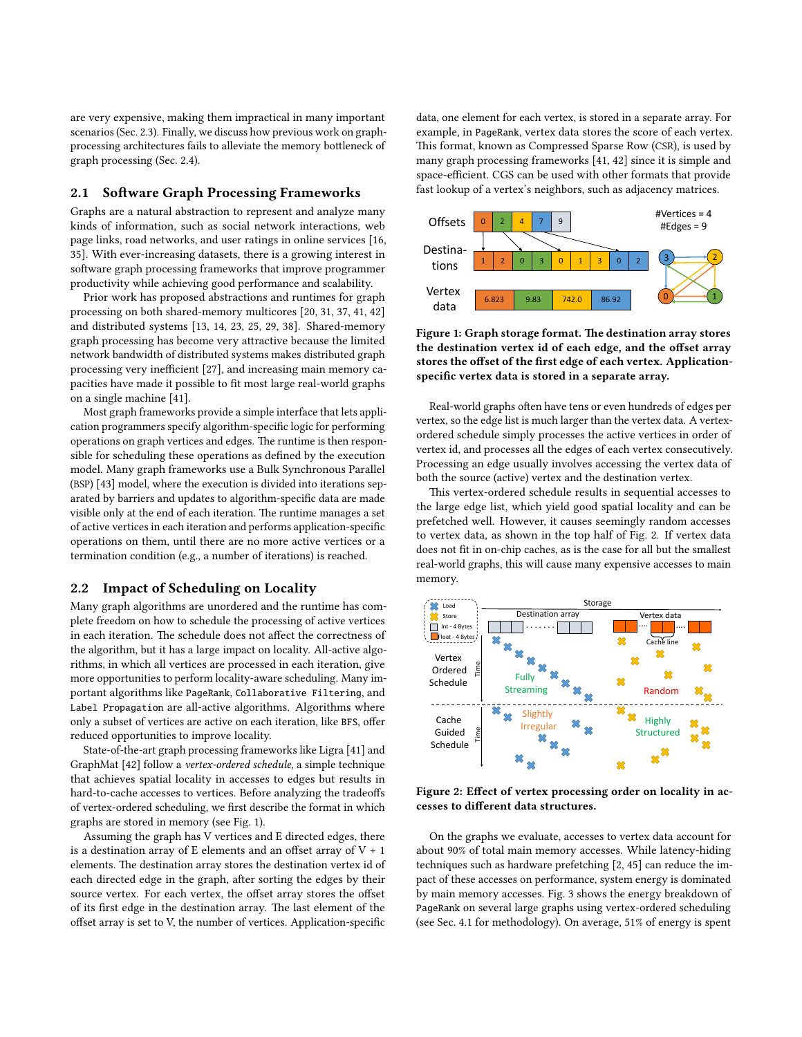are very expensive, making them impractical in many important scenarios (Sec. 2.3). Finally, we discuss how previous work on graph-processing architectures fails to alleviate the memory bottleneck of graph processing (Sec. 2.4).

## 2.1 Software Graph Processing Frameworks

Graphs are a natural abstraction to represent and analyze many kinds of information, such as social network interactions, web page links, road networks, and user ratings in online services [16, 35]. With ever-increasing datasets, there is a growing interest in software graph processing frameworks that improve programmer productivity while achieving good performance and scalability.

Prior work has proposed abstractions and runtimes for graph processing on both shared-memory multicores [20, 31, 37, 41, 42] and distributed systems [13, 14, 23, 25, 29, 38]. Shared-memory graph processing has become very attractive because the limited network bandwidth of distributed systems makes distributed graph processing very inefficient [27], and increasing main memory capacities have made it possible to fit most large real-world graphs on a single machine [41].

Most graph frameworks provide a simple interface that lets application programmers specify algorithm-specific logic for performing operations on graph vertices and edges. The runtime is then responsible for scheduling these operations as defined by the execution model. Many graph frameworks use a Bulk Synchronous Parallel (BSP) [43] model, where the execution is divided into iterations separated by barriers and updates to algorithm-specific data are made visible only at the end of each iteration. The runtime manages a set of active vertices in each iteration and performs application-specific operations on them, until there are no more active vertices or a termination condition (e.g., a number of iterations) is reached.

## 2.2 Impact of Scheduling on Locality

Many graph algorithms are unordered and the runtime has complete freedom on how to schedule the processing of active vertices in each iteration. The schedule does not affect the correctness of the algorithm, but it has a large impact on locality. All-active algorithms, in which all vertices are processed in each iteration, give more opportunities to perform locality-aware scheduling. Many important algorithms like `PageRank`, `Collaborative Filtering`, and `Label Propagation` are all-active algorithms. Algorithms where only a subset of vertices are active on each iteration, like `BFS`, offer reduced opportunities to improve locality.

State-of-the-art graph processing frameworks like Ligra [41] and GraphMat [42] follow a *vertex-ordered schedule*, a simple technique that achieves spatial locality in accesses to edges but results in hard-to-cache accesses to vertices. Before analyzing the tradeoffs of vertex-ordered scheduling, we first describe the format in which graphs are stored in memory (see Fig. 1).

Assuming the graph has V vertices and E directed edges, there is a destination array of E elements and an offset array of V + 1 elements. The destination array stores the destination vertex id of each directed edge in the graph, after sorting the edges by their source vertex. For each vertex, the offset array stores the offset of its first edge in the destination array. The last element of the offset array is set to V, the number of vertices. Application-specific data, one element for each vertex, is stored in a separate array. For example, in `PageRank`, vertex data stores the score of each vertex. This format, known as Compressed Sparse Row (CSR), is used by many graph processing frameworks [41, 42] since it is simple and space-efficient. CGS can be used with other formats that provide fast lookup of a vertex's neighbors, such as adjacency matrices.

**Figure 1: Graph storage format. The destination array stores the destination vertex id of each edge, and the offset array stores the offset of the first edge of each vertex. Application-specific vertex data is stored in a separate array.**

Real-world graphs often have tens or even hundreds of edges per vertex, so the edge list is much larger than the vertex data. A vertex-ordered schedule simply processes the active vertices in order of vertex id, and processes all the edges of each vertex consecutively. Processing an edge usually involves accessing the vertex data of both the source (active) vertex and the destination vertex.

This vertex-ordered schedule results in sequential accesses to the large edge list, which yield good spatial locality and can be prefetched well. However, it causes seemingly random accesses to vertex data, as shown in the top half of Fig. 2. If vertex data does not fit in on-chip caches, as is the case for all but the smallest real-world graphs, this will cause many expensive accesses to main memory.

**Figure 2: Effect of vertex processing order on locality in accesses to different data structures.**

On the graphs we evaluate, accesses to vertex data account for about 90% of total main memory accesses. While latency-hiding techniques such as hardware prefetching [2, 45] can reduce the impact of these accesses on performance, system energy is dominated by main memory accesses. Fig. 3 shows the energy breakdown of `PageRank` on several large graphs using vertex-ordered scheduling (see Sec. 4.1 for methodology). On average, 51% of energy is spent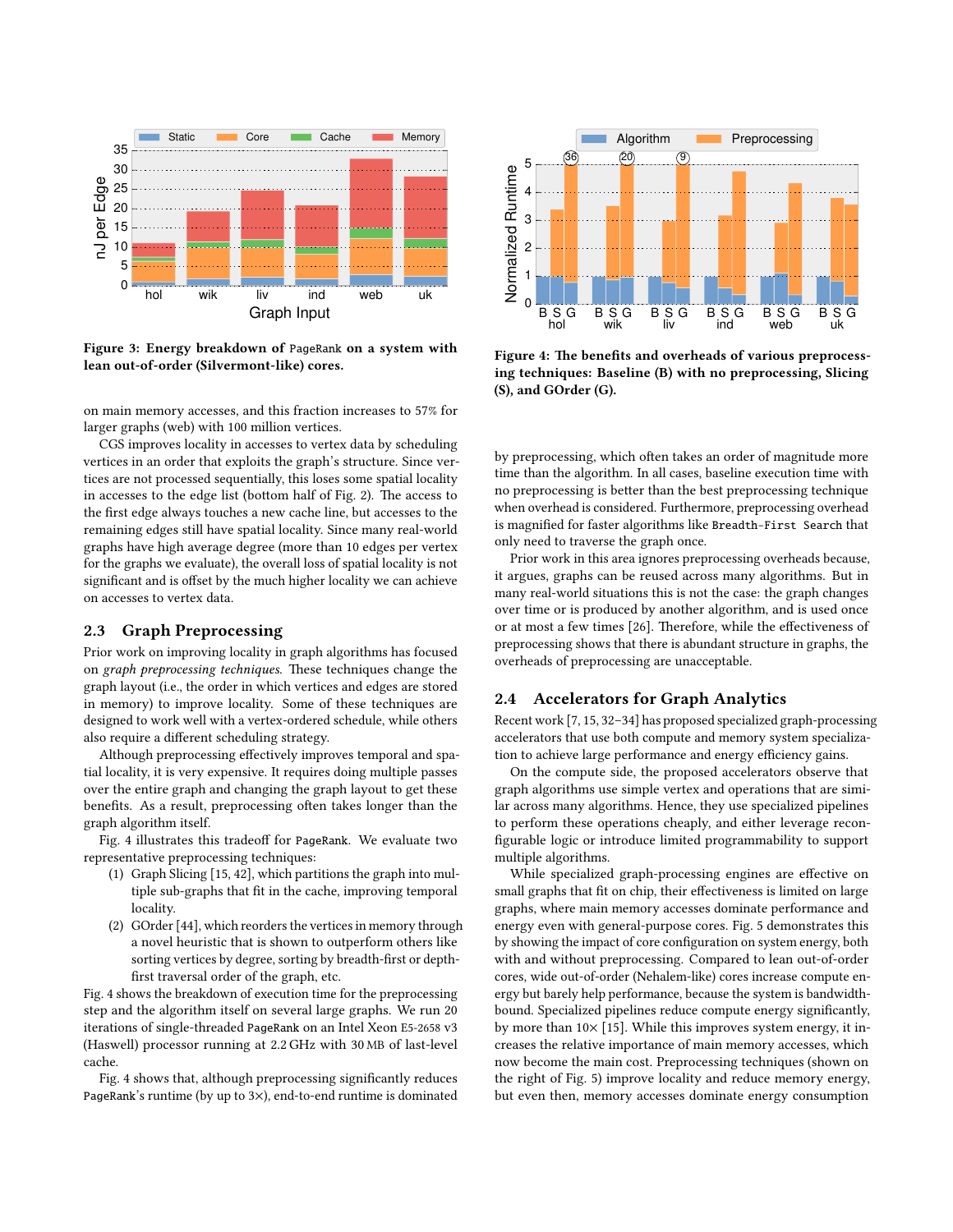**Figure 3: Energy breakdown of PageRank on a system with lean out-of-order (Silvermont-like) cores.**

**Figure 4: The benefits and overheads of various preprocessing techniques: Baseline (B) with no preprocessing, Slicing (S), and GOrder (G).**

on main memory accesses, and this fraction increases to 57% for larger graphs (web) with 100 million vertices.

CGS improves locality in accesses to vertex data by scheduling vertices in an order that exploits the graph's structure. Since vertices are not processed sequentially, this loses some spatial locality in accesses to the edge list (bottom half of Fig. 2). The access to the first edge always touches a new cache line, but accesses to the remaining edges still have spatial locality. Since many real-world graphs have high average degree (more than 10 edges per vertex for the graphs we evaluate), the overall loss of spatial locality is not significant and is offset by the much higher locality we can achieve on accesses to vertex data.

## 2.3 Graph Preprocessing

Prior work on improving locality in graph algorithms has focused on *graph preprocessing techniques*. These techniques change the graph layout (i.e., the order in which vertices and edges are stored in memory) to improve locality. Some of these techniques are designed to work well with a vertex-ordered schedule, while others also require a different scheduling strategy.

Although preprocessing effectively improves temporal and spatial locality, it is very expensive. It requires doing multiple passes over the entire graph and changing the graph layout to get these benefits. As a result, preprocessing often takes longer than the graph algorithm itself.

Fig. 4 illustrates this tradeoff for PageRank. We evaluate two representative preprocessing techniques:

1. Graph Slicing [15, 42], which partitions the graph into multiple sub-graphs that fit in the cache, improving temporal locality.
2. GOrder [44], which reorders the vertices in memory through a novel heuristic that is shown to outperform others like sorting vertices by degree, sorting by breadth-first or depth-first traversal order of the graph, etc.

Fig. 4 shows the breakdown of execution time for the preprocessing step and the algorithm itself on several large graphs. We run 20 iterations of single-threaded PageRank on an Intel Xeon E5-2658 v3 (Haswell) processor running at 2.2 GHz with 30 MB of last-level cache.

Fig. 4 shows that, although preprocessing significantly reduces PageRank's runtime (by up to 3×), end-to-end runtime is dominated by preprocessing, which often takes an order of magnitude more time than the algorithm. In all cases, baseline execution time with no preprocessing is better than the best preprocessing technique when overhead is considered. Furthermore, preprocessing overhead is magnified for faster algorithms like Breadth-First Search that only need to traverse the graph once.

Prior work in this area ignores preprocessing overheads because, it argues, graphs can be reused across many algorithms. But in many real-world situations this is not the case: the graph changes over time or is produced by another algorithm, and is used once or at most a few times [26]. Therefore, while the effectiveness of preprocessing shows that there is abundant structure in graphs, the overheads of preprocessing are unacceptable.

## 2.4 Accelerators for Graph Analytics

Recent work [7, 15, 32–34] has proposed specialized graph-processing accelerators that use both compute and memory system specialization to achieve large performance and energy efficiency gains.

On the compute side, the proposed accelerators observe that graph algorithms use simple vertex and operations that are similar across many algorithms. Hence, they use specialized pipelines to perform these operations cheaply, and either leverage reconfigurable logic or introduce limited programmability to support multiple algorithms.

While specialized graph-processing engines are effective on small graphs that fit on chip, their effectiveness is limited on large graphs, where main memory accesses dominate performance and energy even with general-purpose cores. Fig. 5 demonstrates this by showing the impact of core configuration on system energy, both with and without preprocessing. Compared to lean out-of-order cores, wide out-of-order (Nehalem-like) cores increase compute energy but barely help performance, because the system is bandwidth-bound. Specialized pipelines reduce compute energy significantly, by more than 10× [15]. While this improves system energy, it increases the relative importance of main memory accesses, which now become the main cost. Preprocessing techniques (shown on the right of Fig. 5) improve locality and reduce memory energy, but even then, memory accesses dominate energy consumption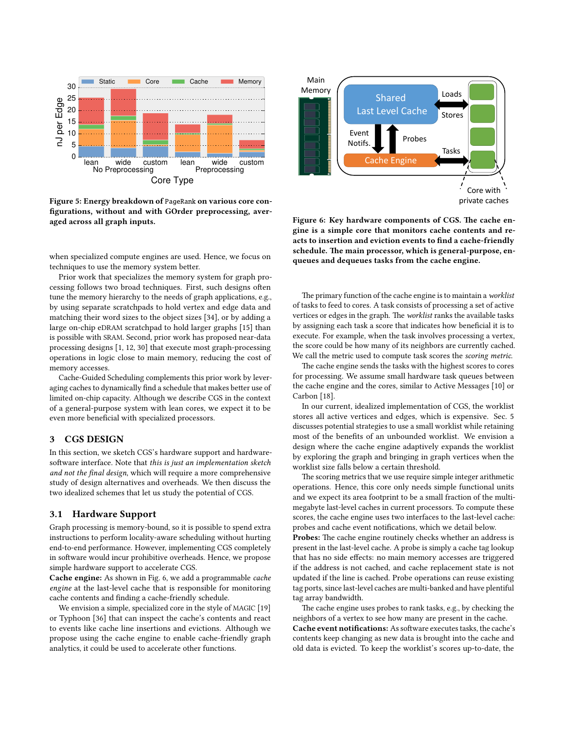**Figure 5: Energy breakdown of** `PageRank` **on various core configurations, without and with GOrder preprocessing, averaged across all graph inputs.**

**Figure 6: Key hardware components of CGS. The cache engine is a simple core that monitors cache contents and reacts to insertion and eviction events to find a cache-friendly schedule. The main processor, which is general-purpose, enqueues and dequeues tasks from the cache engine.**

when specialized compute engines are used. Hence, we focus on techniques to use the memory system better.

Prior work that specializes the memory system for graph processing follows two broad techniques. First, such designs often tune the memory hierarchy to the needs of graph applications, e.g., by using separate scratchpads to hold vertex and edge data and matching their word sizes to the object sizes [34], or by adding a large on-chip eDRAM scratchpad to hold larger graphs [15] than is possible with SRAM. Second, prior work has proposed near-data processing designs [1, 12, 30] that execute most graph-processing operations in logic close to main memory, reducing the cost of memory accesses.

Cache-Guided Scheduling complements this prior work by leveraging caches to dynamically find a schedule that makes better use of limited on-chip capacity. Although we describe CGS in the context of a general-purpose system with lean cores, we expect it to be even more beneficial with specialized processors.

## 3 CGS DESIGN

In this section, we sketch CGS's hardware support and hardware-software interface. Note that *this is just an implementation sketch and not the final design*, which will require a more comprehensive study of design alternatives and overheads. We then discuss the two idealized schemes that let us study the potential of CGS.

### 3.1 Hardware Support

Graph processing is memory-bound, so it is possible to spend extra instructions to perform locality-aware scheduling without hurting end-to-end performance. However, implementing CGS completely in software would incur prohibitive overheads. Hence, we propose simple hardware support to accelerate CGS.

**Cache engine:** As shown in Fig. 6, we add a programmable *cache engine* at the last-level cache that is responsible for monitoring cache contents and finding a cache-friendly schedule.

We envision a simple, specialized core in the style of MAGIC [19] or Typhoon [36] that can inspect the cache's contents and react to events like cache line insertions and evictions. Although we propose using the cache engine to enable cache-friendly graph analytics, it could be used to accelerate other functions.

The primary function of the cache engine is to maintain a *worklist* of tasks to feed to cores. A task consists of processing a set of active vertices or edges in the graph. The *worklist* ranks the available tasks by assigning each task a score that indicates how beneficial it is to execute. For example, when the task involves processing a vertex, the score could be how many of its neighbors are currently cached. We call the metric used to compute task scores the *scoring metric*.

The cache engine sends the tasks with the highest scores to cores for processing. We assume small hardware task queues between the cache engine and the cores, similar to Active Messages [10] or Carbon [18].

In our current, idealized implementation of CGS, the worklist stores all active vertices and edges, which is expensive. Sec. 5 discusses potential strategies to use a small worklist while retaining most of the benefits of an unbounded worklist. We envision a design where the cache engine adaptively expands the worklist by exploring the graph and bringing in graph vertices when the worklist size falls below a certain threshold.

The scoring metrics that we use require simple integer arithmetic operations. Hence, this core only needs simple functional units and we expect its area footprint to be a small fraction of the multi-megabyte last-level caches in current processors. To compute these scores, the cache engine uses two interfaces to the last-level cache: probes and cache event notifications, which we detail below.

**Probes:** The cache engine routinely checks whether an address is present in the last-level cache. A probe is simply a cache tag lookup that has no side effects: no main memory accesses are triggered if the address is not cached, and cache replacement state is not updated if the line is cached. Probe operations can reuse existing tag ports, since last-level caches are multi-banked and have plentiful tag array bandwidth.

The cache engine uses probes to rank tasks, e.g., by checking the neighbors of a vertex to see how many are present in the cache.

**Cache event notifications:** As software executes tasks, the cache's contents keep changing as new data is brought into the cache and old data is evicted. To keep the worklist's scores up-to-date, the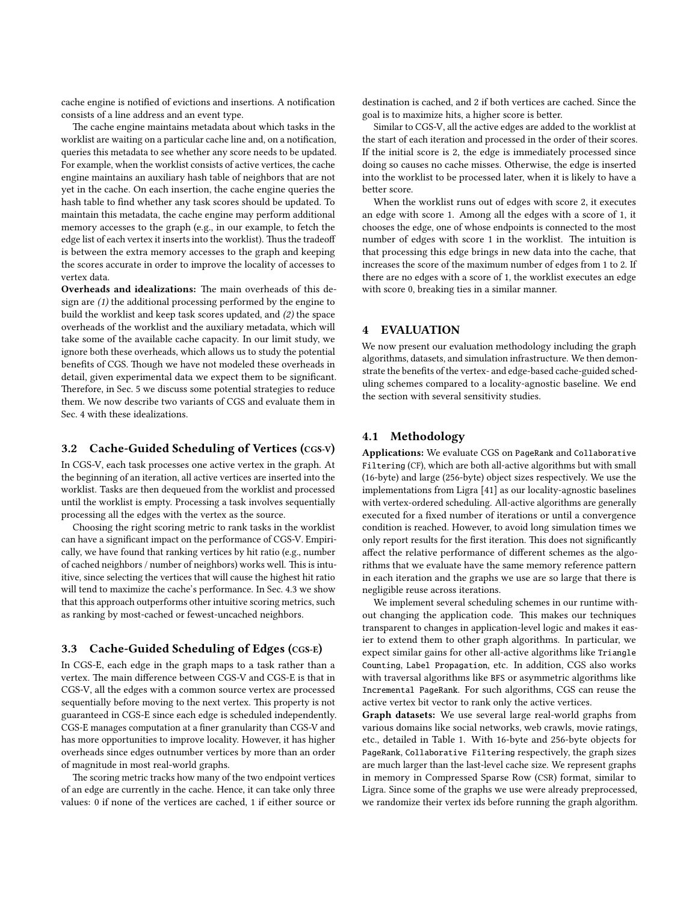cache engine is notified of evictions and insertions. A notification consists of a line address and an event type.

The cache engine maintains metadata about which tasks in the worklist are waiting on a particular cache line and, on a notification, queries this metadata to see whether any score needs to be updated. For example, when the worklist consists of active vertices, the cache engine maintains an auxiliary hash table of neighbors that are not yet in the cache. On each insertion, the cache engine queries the hash table to find whether any task scores should be updated. To maintain this metadata, the cache engine may perform additional memory accesses to the graph (e.g., in our example, to fetch the edge list of each vertex it inserts into the worklist). Thus the tradeoff is between the extra memory accesses to the graph and keeping the scores accurate in order to improve the locality of accesses to vertex data.

**Overheads and idealizations:** The main overheads of this design are *(1)* the additional processing performed by the engine to build the worklist and keep task scores updated, and *(2)* the space overheads of the worklist and the auxiliary metadata, which will take some of the available cache capacity. In our limit study, we ignore both these overheads, which allows us to study the potential benefits of CGS. Though we have not modeled these overheads in detail, given experimental data we expect them to be significant. Therefore, in Sec. 5 we discuss some potential strategies to reduce them. We now describe two variants of CGS and evaluate them in Sec. 4 with these idealizations.

### 3.2 Cache-Guided Scheduling of Vertices (CGS-V)

In CGS-V, each task processes one active vertex in the graph. At the beginning of an iteration, all active vertices are inserted into the worklist. Tasks are then dequeued from the worklist and processed until the worklist is empty. Processing a task involves sequentially processing all the edges with the vertex as the source.

Choosing the right scoring metric to rank tasks in the worklist can have a significant impact on the performance of CGS-V. Empirically, we have found that ranking vertices by hit ratio (e.g., number of cached neighbors / number of neighbors) works well. This is intuitive, since selecting the vertices that will cause the highest hit ratio will tend to maximize the cache's performance. In Sec. 4.3 we show that this approach outperforms other intuitive scoring metrics, such as ranking by most-cached or fewest-uncached neighbors.

### 3.3 Cache-Guided Scheduling of Edges (CGS-E)

In CGS-E, each edge in the graph maps to a task rather than a vertex. The main difference between CGS-V and CGS-E is that in CGS-V, all the edges with a common source vertex are processed sequentially before moving to the next vertex. This property is not guaranteed in CGS-E since each edge is scheduled independently. CGS-E manages computation at a finer granularity than CGS-V and has more opportunities to improve locality. However, it has higher overheads since edges outnumber vertices by more than an order of magnitude in most real-world graphs.

The scoring metric tracks how many of the two endpoint vertices of an edge are currently in the cache. Hence, it can take only three values: 0 if none of the vertices are cached, 1 if either source or destination is cached, and 2 if both vertices are cached. Since the goal is to maximize hits, a higher score is better.

Similar to CGS-V, all the active edges are added to the worklist at the start of each iteration and processed in the order of their scores. If the initial score is 2, the edge is immediately processed since doing so causes no cache misses. Otherwise, the edge is inserted into the worklist to be processed later, when it is likely to have a better score.

When the worklist runs out of edges with score 2, it executes an edge with score 1. Among all the edges with a score of 1, it chooses the edge, one of whose endpoints is connected to the most number of edges with score 1 in the worklist. The intuition is that processing this edge brings in new data into the cache, that increases the score of the maximum number of edges from 1 to 2. If there are no edges with a score of 1, the worklist executes an edge with score 0, breaking ties in a similar manner.

## 4 EVALUATION

We now present our evaluation methodology including the graph algorithms, datasets, and simulation infrastructure. We then demonstrate the benefits of the vertex- and edge-based cache-guided scheduling schemes compared to a locality-agnostic baseline. We end the section with several sensitivity studies.

### 4.1 Methodology

**Applications:** We evaluate CGS on `PageRank` and `Collaborative Filtering` (CF), which are both all-active algorithms but with small (16-byte) and large (256-byte) object sizes respectively. We use the implementations from Ligra [41] as our locality-agnostic baselines with vertex-ordered scheduling. All-active algorithms are generally executed for a fixed number of iterations or until a convergence condition is reached. However, to avoid long simulation times we only report results for the first iteration. This does not significantly affect the relative performance of different schemes as the algorithms that we evaluate have the same memory reference pattern in each iteration and the graphs we use are so large that there is negligible reuse across iterations.

We implement several scheduling schemes in our runtime without changing the application code. This makes our techniques transparent to changes in application-level logic and makes it easier to extend them to other graph algorithms. In particular, we expect similar gains for other all-active algorithms like `Triangle Counting`, `Label Propagation`, etc. In addition, CGS also works with traversal algorithms like `BFS` or asymmetric algorithms like `Incremental PageRank`. For such algorithms, CGS can reuse the active vertex bit vector to rank only the active vertices.

**Graph datasets:** We use several large real-world graphs from various domains like social networks, web crawls, movie ratings, etc., detailed in Table 1. With 16-byte and 256-byte objects for `PageRank`, `Collaborative Filtering` respectively, the graph sizes are much larger than the last-level cache size. We represent graphs in memory in Compressed Sparse Row (CSR) format, similar to Ligra. Since some of the graphs we use were already preprocessed, we randomize their vertex ids before running the graph algorithm.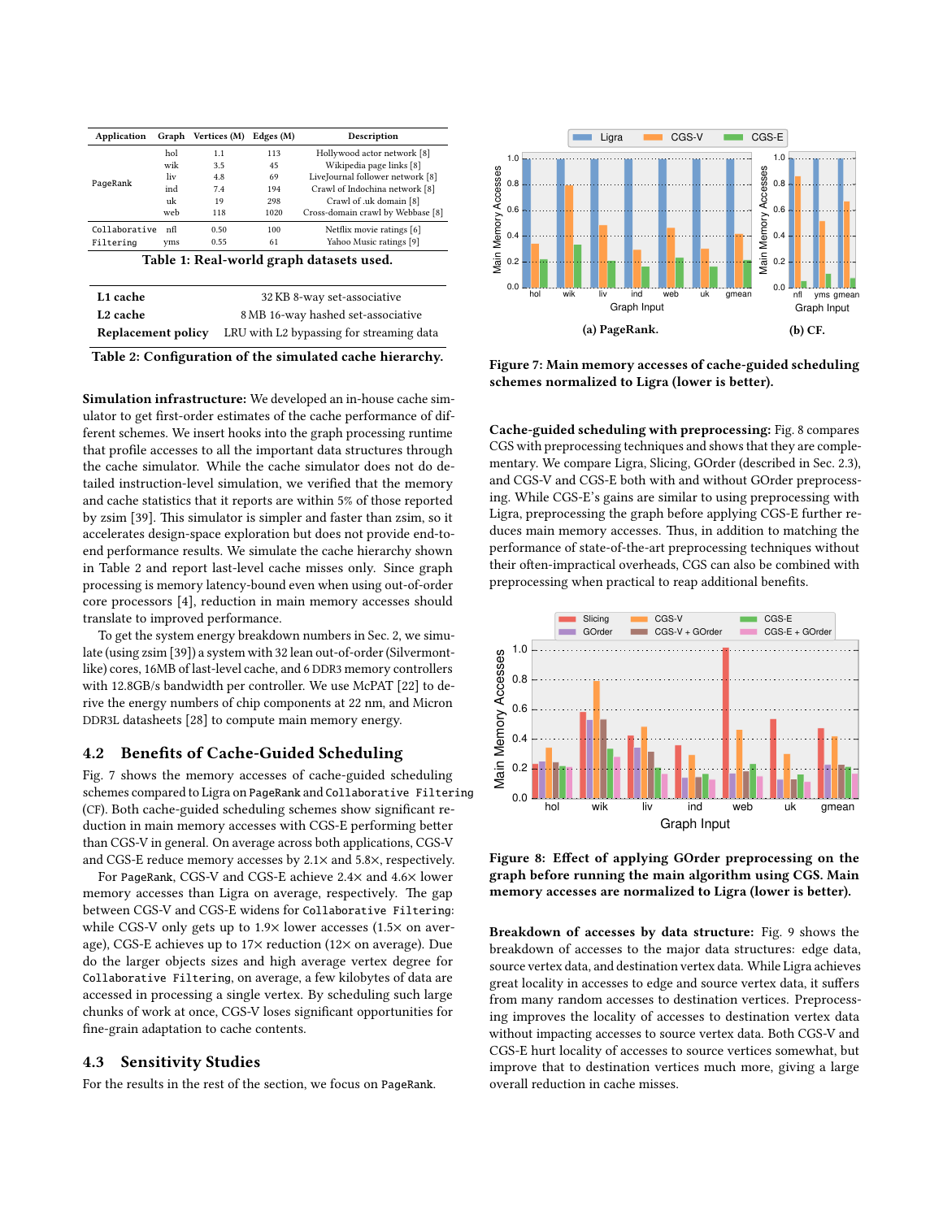| Application | Graph | Vertices (M) | Edges (M) | Description |
|---|---|---|---|---|
| PageRank | hol | 1.1 | 113 | Hollywood actor network [8] |
| | wik | 3.5 | 45 | Wikipedia page links [8] |
| | liv | 4.8 | 69 | LiveJournal follower network [8] |
| | ind | 7.4 | 194 | Crawl of Indochina network [8] |
| | uk | 19 | 298 | Crawl of .uk domain [8] |
| | web | 118 | 1020 | Cross-domain crawl by Webbase [8] |
| Collaborative Filtering | nfl | 0.50 | 100 | Netflix movie ratings [6] |
| | yms | 0.55 | 61 | Yahoo Music ratings [9] |

**Table 1: Real-world graph datasets used.**

| | |
|---|---|
| **L1 cache** | 32 KB 8-way set-associative |
| **L2 cache** | 8 MB 16-way hashed set-associative |
| **Replacement policy** | LRU with L2 bypassing for streaming data |

**Table 2: Configuration of the simulated cache hierarchy.**

**Simulation infrastructure:** We developed an in-house cache simulator to get first-order estimates of the cache performance of different schemes. We insert hooks into the graph processing runtime that profile accesses to all the important data structures through the cache simulator. While the cache simulator does not do detailed instruction-level simulation, we verified that the memory and cache statistics that it reports are within 5% of those reported by zsim [39]. This simulator is simpler and faster than zsim, so it accelerates design-space exploration but does not provide end-to-end performance results. We simulate the cache hierarchy shown in Table 2 and report last-level cache misses only. Since graph processing is memory latency-bound even when using out-of-order core processors [4], reduction in main memory accesses should translate to improved performance.

To get the system energy breakdown numbers in Sec. 2, we simulate (using zsim [39]) a system with 32 lean out-of-order (Silvermont-like) cores, 16MB of last-level cache, and 6 DDR3 memory controllers with 12.8GB/s bandwidth per controller. We use McPAT [22] to derive the energy numbers of chip components at 22 nm, and Micron DDR3L datasheets [28] to compute main memory energy.

## 4.2 Benefits of Cache-Guided Scheduling

Fig. 7 shows the memory accesses of cache-guided scheduling schemes compared to Ligra on `PageRank` and `Collaborative Filtering` (CF). Both cache-guided scheduling schemes show significant reduction in main memory accesses with CGS-E performing better than CGS-V in general. On average across both applications, CGS-V and CGS-E reduce memory accesses by 2.1× and 5.8×, respectively.

For `PageRank`, CGS-V and CGS-E achieve 2.4× and 4.6× lower memory accesses than Ligra on average, respectively. The gap between CGS-V and CGS-E widens for `Collaborative Filtering`: while CGS-V only gets up to 1.9× lower accesses (1.5× on average), CGS-E achieves up to 17× reduction (12× on average). Due do the larger objects sizes and high average vertex degree for `Collaborative Filtering`, on average, a few kilobytes of data are accessed in processing a single vertex. By scheduling such large chunks of work at once, CGS-V loses significant opportunities for fine-grain adaptation to cache contents.

## 4.3 Sensitivity Studies

For the results in the rest of the section, we focus on `PageRank`.

**Figure 7: Main memory accesses of cache-guided scheduling schemes normalized to Ligra (lower is better).** (a) PageRank. (b) CF.

**Cache-guided scheduling with preprocessing:** Fig. 8 compares CGS with preprocessing techniques and shows that they are complementary. We compare Ligra, Slicing, GOrder (described in Sec. 2.3), and CGS-V and CGS-E both with and without GOrder preprocessing. While CGS-E's gains are similar to using preprocessing with Ligra, preprocessing the graph before applying CGS-E further reduces main memory accesses. Thus, in addition to matching the performance of state-of-the-art preprocessing techniques without their often-impractical overheads, CGS can also be combined with preprocessing when practical to reap additional benefits.

**Figure 8: Effect of applying GOrder preprocessing on the graph before running the main algorithm using CGS. Main memory accesses are normalized to Ligra (lower is better).**

**Breakdown of accesses by data structure:** Fig. 9 shows the breakdown of accesses to the major data structures: edge data, source vertex data, and destination vertex data. While Ligra achieves great locality in accesses to edge and source vertex data, it suffers from many random accesses to destination vertices. Preprocessing improves the locality of accesses to destination vertex data without impacting accesses to source vertex data. Both CGS-V and CGS-E hurt locality of accesses to source vertices somewhat, but improve that to destination vertices much more, giving a large overall reduction in cache misses.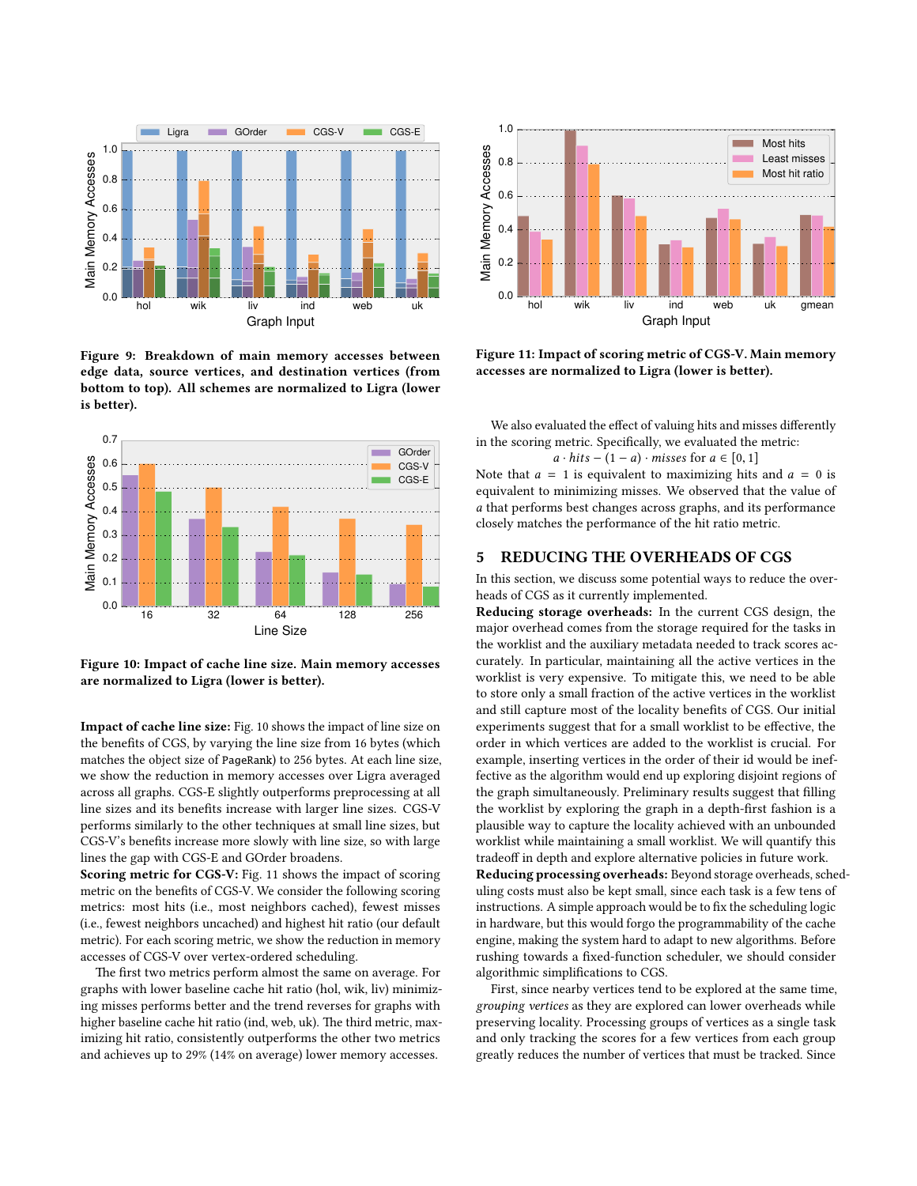Figure 9: Breakdown of main memory accesses between edge data, source vertices, and destination vertices (from bottom to top). All schemes are normalized to Ligra (lower is better).

Figure 10: Impact of cache line size. Main memory accesses are normalized to Ligra (lower is better).

**Impact of cache line size:** Fig. 10 shows the impact of line size on the benefits of CGS, by varying the line size from 16 bytes (which matches the object size of PageRank) to 256 bytes. At each line size, we show the reduction in memory accesses over Ligra averaged across all graphs. CGS-E slightly outperforms preprocessing at all line sizes and its benefits increase with larger line sizes. CGS-V performs similarly to the other techniques at small line sizes, but CGS-V's benefits increase more slowly with line size, so with large lines the gap with CGS-E and GOrder broadens.

**Scoring metric for CGS-V:** Fig. 11 shows the impact of scoring metric on the benefits of CGS-V. We consider the following scoring metrics: most hits (i.e., most neighbors cached), fewest misses (i.e., fewest neighbors uncached) and highest hit ratio (our default metric). For each scoring metric, we show the reduction in memory accesses of CGS-V over vertex-ordered scheduling.

The first two metrics perform almost the same on average. For graphs with lower baseline cache hit ratio (hol, wik, liv) minimizing misses performs better and the trend reverses for graphs with higher baseline cache hit ratio (ind, web, uk). The third metric, maximizing hit ratio, consistently outperforms the other two metrics and achieves up to 29% (14% on average) lower memory accesses.

Figure 11: Impact of scoring metric of CGS-V. Main memory accesses are normalized to Ligra (lower is better).

We also evaluated the effect of valuing hits and misses differently in the scoring metric. Specifically, we evaluated the metric:

$$a \cdot hits - (1 - a) \cdot misses \text{ for } a \in [0, 1]$$

Note that $a = 1$ is equivalent to maximizing hits and $a = 0$ is equivalent to minimizing misses. We observed that the value of $a$ that performs best changes across graphs, and its performance closely matches the performance of the hit ratio metric.

# 5 REDUCING THE OVERHEADS OF CGS

In this section, we discuss some potential ways to reduce the overheads of CGS as it currently implemented.

**Reducing storage overheads:** In the current CGS design, the major overhead comes from the storage required for the tasks in the worklist and the auxiliary metadata needed to track scores accurately. In particular, maintaining all the active vertices in the worklist is very expensive. To mitigate this, we need to be able to store only a small fraction of the active vertices in the worklist and still capture most of the locality benefits of CGS. Our initial experiments suggest that for a small worklist to be effective, the order in which vertices are added to the worklist is crucial. For example, inserting vertices in the order of their id would be ineffective as the algorithm would end up exploring disjoint regions of the graph simultaneously. Preliminary results suggest that filling the worklist by exploring the graph in a depth-first fashion is a plausible way to capture the locality achieved with an unbounded worklist while maintaining a small worklist. We will quantify this tradeoff in depth and explore alternative policies in future work.

**Reducing processing overheads:** Beyond storage overheads, scheduling costs must also be kept small, since each task is a few tens of instructions. A simple approach would be to fix the scheduling logic in hardware, but this would forgo the programmability of the cache engine, making the system hard to adapt to new algorithms. Before rushing towards a fixed-function scheduler, we should consider algorithmic simplifications to CGS.

First, since nearby vertices tend to be explored at the same time, *grouping vertices* as they are explored can lower overheads while preserving locality. Processing groups of vertices as a single task and only tracking the scores for a few vertices from each group greatly reduces the number of vertices that must be tracked. Since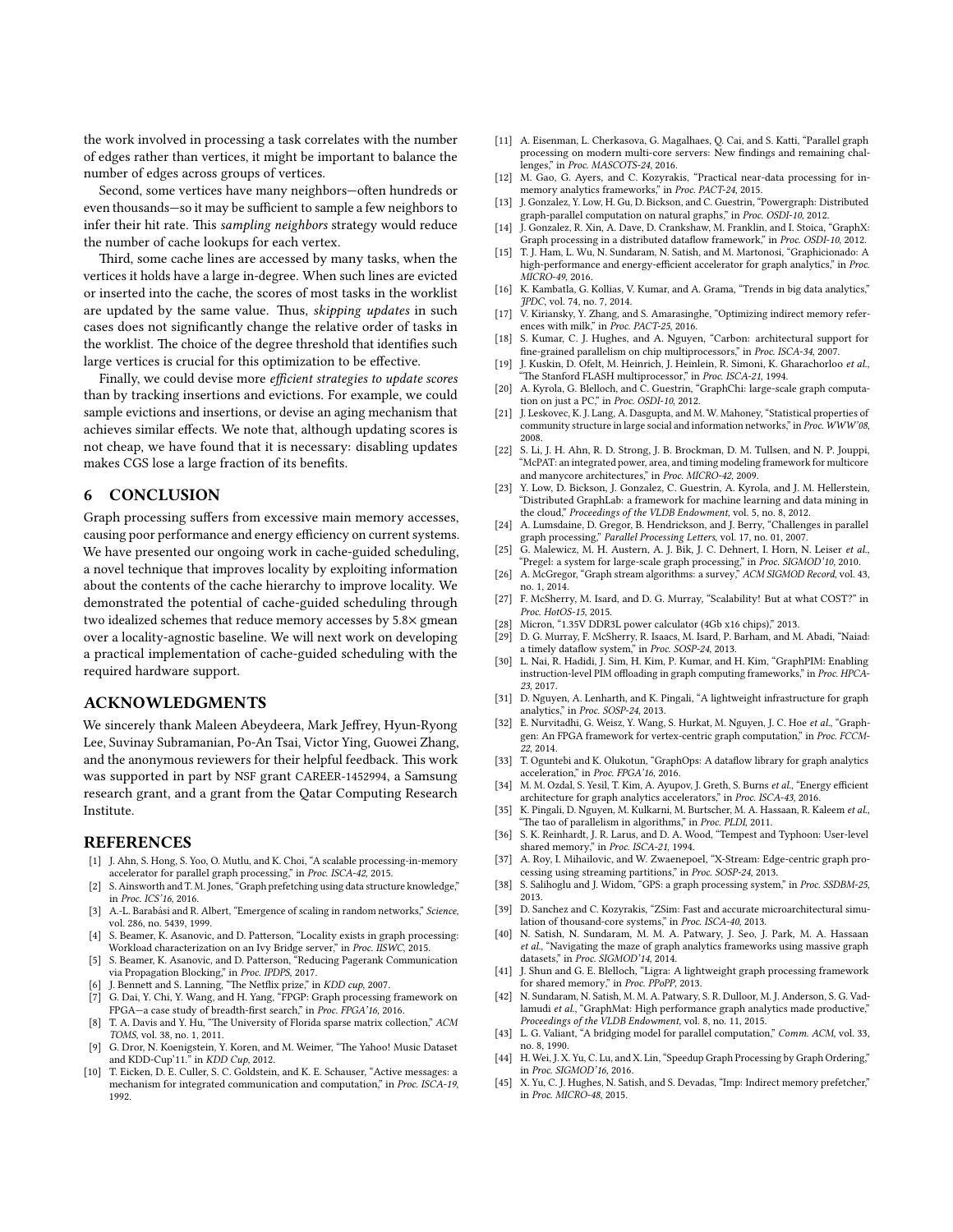the work involved in processing a task correlates with the number of edges rather than vertices, it might be important to balance the number of edges across groups of vertices.

Second, some vertices have many neighbors—often hundreds or even thousands—so it may be sufficient to sample a few neighbors to infer their hit rate. This *sampling neighbors* strategy would reduce the number of cache lookups for each vertex.

Third, some cache lines are accessed by many tasks, when the vertices it holds have a large in-degree. When such lines are evicted or inserted into the cache, the scores of most tasks in the worklist are updated by the same value. Thus, *skipping updates* in such cases does not significantly change the relative order of tasks in the worklist. The choice of the degree threshold that identifies such large vertices is crucial for this optimization to be effective.

Finally, we could devise more *efficient strategies to update scores* than by tracking insertions and evictions. For example, we could sample evictions and insertions, or devise an aging mechanism that achieves similar effects. We note that, although updating scores is not cheap, we have found that it is necessary: disabling updates makes CGS lose a large fraction of its benefits.

## 6 CONCLUSION

Graph processing suffers from excessive main memory accesses, causing poor performance and energy efficiency on current systems. We have presented our ongoing work in cache-guided scheduling, a novel technique that improves locality by exploiting information about the contents of the cache hierarchy to improve locality. We demonstrated the potential of cache-guided scheduling through two idealized schemes that reduce memory accesses by 5.8× gmean over a locality-agnostic baseline. We will next work on developing a practical implementation of cache-guided scheduling with the required hardware support.

## ACKNOWLEDGMENTS

We sincerely thank Maleen Abeydeera, Mark Jeffrey, Hyun-Ryong Lee, Suvinay Subramanian, Po-An Tsai, Victor Ying, Guowei Zhang, and the anonymous reviewers for their helpful feedback. This work was supported in part by NSF grant CAREER-1452994, a Samsung research grant, and a grant from the Qatar Computing Research Institute.

## REFERENCES

[1] J. Ahn, S. Hong, S. Yoo, O. Mutlu, and K. Choi, "A scalable processing-in-memory accelerator for parallel graph processing," in *Proc. ISCA-42*, 2015.

[2] S. Ainsworth and T. M. Jones, "Graph prefetching using data structure knowledge," in *Proc. ICS'16*, 2016.

[3] A.-L. Barabási and R. Albert, "Emergence of scaling in random networks," *Science*, vol. 286, no. 5439, 1999.

[4] S. Beamer, K. Asanovic, and D. Patterson, "Locality exists in graph processing: Workload characterization on an Ivy Bridge server," in *Proc. IISWC*, 2015.

[5] S. Beamer, K. Asanovic, and D. Patterson, "Reducing Pagerank Communication via Propagation Blocking," in *Proc. IPDPS*, 2017.

[6] J. Bennett and S. Lanning, "The Netflix prize," in *KDD cup*, 2007.

[7] G. Dai, Y. Chi, Y. Wang, and H. Yang, "FPGP: Graph processing framework on FPGA—a case study of breadth-first search," in *Proc. FPGA'16*, 2016.

[8] T. A. Davis and Y. Hu, "The University of Florida sparse matrix collection," *ACM TOMS*, vol. 38, no. 1, 2011.

[9] G. Dror, N. Koenigstein, Y. Koren, and M. Weimer, "The Yahoo! Music Dataset and KDD-Cup'11." in *KDD Cup*, 2012.

[10] T. Eicken, D. E. Culler, S. C. Goldstein, and K. E. Schauser, "Active messages: a mechanism for integrated communication and computation," in *Proc. ISCA-19*, 1992.

[11] A. Eisenman, L. Cherkasova, G. Magalhaes, Q. Cai, and S. Katti, "Parallel graph processing on modern multi-core servers: New findings and remaining challenges," in *Proc. MASCOTS-24*, 2016.

[12] M. Gao, G. Ayers, and C. Kozyrakis, "Practical near-data processing for in-memory analytics frameworks," in *Proc. PACT-24*, 2015.

[13] J. Gonzalez, Y. Low, H. Gu, D. Bickson, and C. Guestrin, "Powergraph: Distributed graph-parallel computation on natural graphs," in *Proc. OSDI-10*, 2012.

[14] J. Gonzalez, R. Xin, A. Dave, D. Crankshaw, M. Franklin, and I. Stoica, "GraphX: Graph processing in a distributed dataflow framework," in *Proc. OSDI-10*, 2012.

[15] T. J. Ham, L. Wu, N. Sundaram, N. Satish, and M. Martonosi, "Graphicionado: A high-performance and energy-efficient accelerator for graph analytics," in *Proc. MICRO-49*, 2016.

[16] K. Kambatla, G. Kollias, V. Kumar, and A. Grama, "Trends in big data analytics," *JPDC*, vol. 74, no. 7, 2014.

[17] V. Kiriansky, Y. Zhang, and S. Amarasinghe, "Optimizing indirect memory references with milk," in *Proc. PACT-25*, 2016.

[18] S. Kumar, C. J. Hughes, and A. Nguyen, "Carbon: architectural support for fine-grained parallelism on chip multiprocessors," in *Proc. ISCA-34*, 2007.

[19] J. Kuskin, D. Ofelt, M. Heinrich, J. Heinlein, R. Simoni, K. Gharachorloo *et al.*, "The Stanford FLASH multiprocessor," in *Proc. ISCA-21*, 1994.

[20] A. Kyrola, G. Blelloch, and C. Guestrin, "GraphChi: large-scale graph computation on just a PC," in *Proc. OSDI-10*, 2012.

[21] J. Leskovec, K. J. Lang, A. Dasgupta, and M. W. Mahoney, "Statistical properties of community structure in large social and information networks," in *Proc. WWW'08*, 2008.

[22] S. Li, J. H. Ahn, R. D. Strong, J. B. Brockman, D. M. Tullsen, and N. P. Jouppi, "McPAT: an integrated power, area, and timing modeling framework for multicore and manycore architectures," in *Proc. MICRO-42*, 2009.

[23] Y. Low, D. Bickson, J. Gonzalez, C. Guestrin, A. Kyrola, and J. M. Hellerstein, "Distributed GraphLab: a framework for machine learning and data mining in the cloud," *Proceedings of the VLDB Endowment*, vol. 5, no. 8, 2012.

[24] A. Lumsdaine, D. Gregor, B. Hendrickson, and J. Berry, "Challenges in parallel graph processing," *Parallel Processing Letters*, vol. 17, no. 01, 2007.

[25] G. Malewicz, M. H. Austern, A. J. Bik, J. C. Dehnert, I. Horn, N. Leiser *et al.*, "Pregel: a system for large-scale graph processing," in *Proc. SIGMOD'10*, 2010.

[26] A. McGregor, "Graph stream algorithms: a survey," *ACM SIGMOD Record*, vol. 43, no. 1, 2014.

[27] F. McSherry, M. Isard, and D. G. Murray, "Scalability! But at what COST?" in *Proc. HotOS-15*, 2015.

[28] Micron, "1.35V DDR3L power calculator (4Gb x16 chips)," 2013.

[29] D. G. Murray, F. McSherry, R. Isaacs, M. Isard, P. Barham, and M. Abadi, "Naiad: a timely dataflow system," in *Proc. SOSP-24*, 2013.

[30] L. Nai, R. Hadidi, J. Sim, H. Kim, P. Kumar, and H. Kim, "GraphPIM: Enabling instruction-level PIM offloading in graph computing frameworks," in *Proc. HPCA-23*, 2017.

[31] D. Nguyen, A. Lenharth, and K. Pingali, "A lightweight infrastructure for graph analytics," in *Proc. SOSP-24*, 2013.

[32] E. Nurvitadhi, G. Weisz, Y. Wang, S. Hurkat, M. Nguyen, J. C. Hoe *et al.*, "Graphgen: An FPGA framework for vertex-centric graph computation," in *Proc. FCCM-22*, 2014.

[33] T. Oguntebi and K. Olukotun, "GraphOps: A dataflow library for graph analytics acceleration," in *Proc. FPGA'16*, 2016.

[34] M. M. Ozdal, S. Yesil, T. Kim, A. Ayupov, J. Greth, S. Burns *et al.*, "Energy efficient architecture for graph analytics accelerators," in *Proc. ISCA-43*, 2016.

[35] K. Pingali, D. Nguyen, M. Kulkarni, M. Burtscher, M. A. Hassaan, R. Kaleem *et al.*, "The tao of parallelism in algorithms," in *Proc. PLDI*, 2011.

[36] S. K. Reinhardt, J. R. Larus, and D. A. Wood, "Tempest and Typhoon: User-level shared memory," in *Proc. ISCA-21*, 1994.

[37] A. Roy, I. Mihailovic, and W. Zwaenepoel, "X-Stream: Edge-centric graph processing using streaming partitions," in *Proc. SOSP-24*, 2013.

[38] S. Salihoglu and J. Widom, "GPS: a graph processing system," in *Proc. SSDBM-25*, 2013.

[39] D. Sanchez and C. Kozyrakis, "ZSim: Fast and accurate microarchitectural simulation of thousand-core systems," in *Proc. ISCA-40*, 2013.

[40] N. Satish, N. Sundaram, M. M. A. Patwary, J. Seo, J. Park, M. A. Hassaan *et al.*, "Navigating the maze of graph analytics frameworks using massive graph datasets," in *Proc. SIGMOD'14*, 2014.

[41] J. Shun and G. E. Blelloch, "Ligra: A lightweight graph processing framework for shared memory," in *Proc. PPoPP*, 2013.

[42] N. Sundaram, N. Satish, M. M. A. Patwary, S. R. Dulloor, M. J. Anderson, S. G. Vadlamudi *et al.*, "GraphMat: High performance graph analytics made productive," *Proceedings of the VLDB Endowment*, vol. 8, no. 11, 2015.

[43] L. G. Valiant, "A bridging model for parallel computation," *Comm. ACM*, vol. 33, no. 8, 1990.

[44] H. Wei, J. X. Yu, C. Lu, and X. Lin, "Speedup Graph Processing by Graph Ordering," in *Proc. SIGMOD'16*, 2016.

[45] X. Yu, C. J. Hughes, N. Satish, and S. Devadas, "Imp: Indirect memory prefetcher," in *Proc. MICRO-48*, 2015.